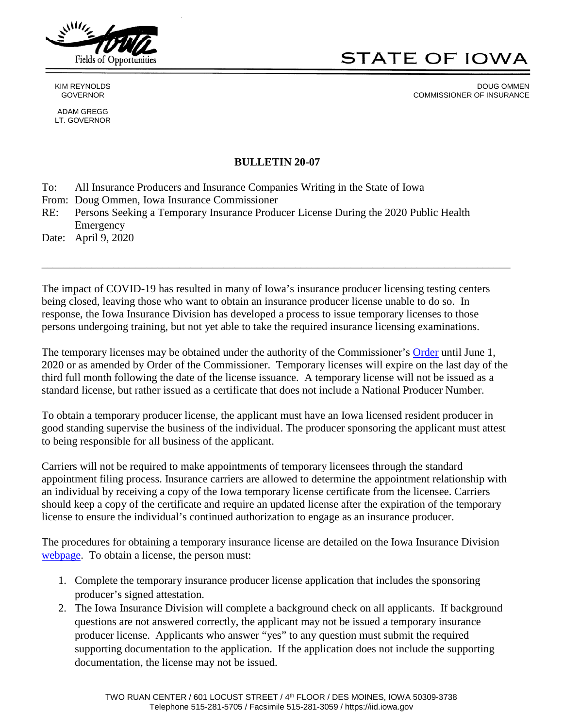STATE OF IOWA

KIM REYNOLDS
GOVERNOR

ADAM GREGG
LT. GOVERNOR

DOUG OMMEN
COMMISSIONER OF INSURANCE

**BULLETIN 20-07**

To: All Insurance Producers and Insurance Companies Writing in the State of Iowa
From: Doug Ommen, Iowa Insurance Commissioner
RE: Persons Seeking a Temporary Insurance Producer License During the 2020 Public Health Emergency
Date: April 9, 2020

---

The impact of COVID-19 has resulted in many of Iowa's insurance producer licensing testing centers being closed, leaving those who want to obtain an insurance producer license unable to do so. In response, the Iowa Insurance Division has developed a process to issue temporary licenses to those persons undergoing training, but not yet able to take the required insurance licensing examinations.

The temporary licenses may be obtained under the authority of the Commissioner's Order until June 1, 2020 or as amended by Order of the Commissioner. Temporary licenses will expire on the last day of the third full month following the date of the license issuance. A temporary license will not be issued as a standard license, but rather issued as a certificate that does not include a National Producer Number.

To obtain a temporary producer license, the applicant must have an Iowa licensed resident producer in good standing supervise the business of the individual. The producer sponsoring the applicant must attest to being responsible for all business of the applicant.

Carriers will not be required to make appointments of temporary licensees through the standard appointment filing process. Insurance carriers are allowed to determine the appointment relationship with an individual by receiving a copy of the Iowa temporary license certificate from the licensee. Carriers should keep a copy of the certificate and require an updated license after the expiration of the temporary license to ensure the individual's continued authorization to engage as an insurance producer.

The procedures for obtaining a temporary insurance license are detailed on the Iowa Insurance Division webpage. To obtain a license, the person must:

1. Complete the temporary insurance producer license application that includes the sponsoring producer's signed attestation.
2. The Iowa Insurance Division will complete a background check on all applicants. If background questions are not answered correctly, the applicant may not be issued a temporary insurance producer license. Applicants who answer "yes" to any question must submit the required supporting documentation to the application. If the application does not include the supporting documentation, the license may not be issued.

TWO RUAN CENTER / 601 LOCUST STREET / 4th FLOOR / DES MOINES, IOWA 50309-3738
Telephone 515-281-5705 / Facsimile 515-281-3059 / https://iid.iowa.gov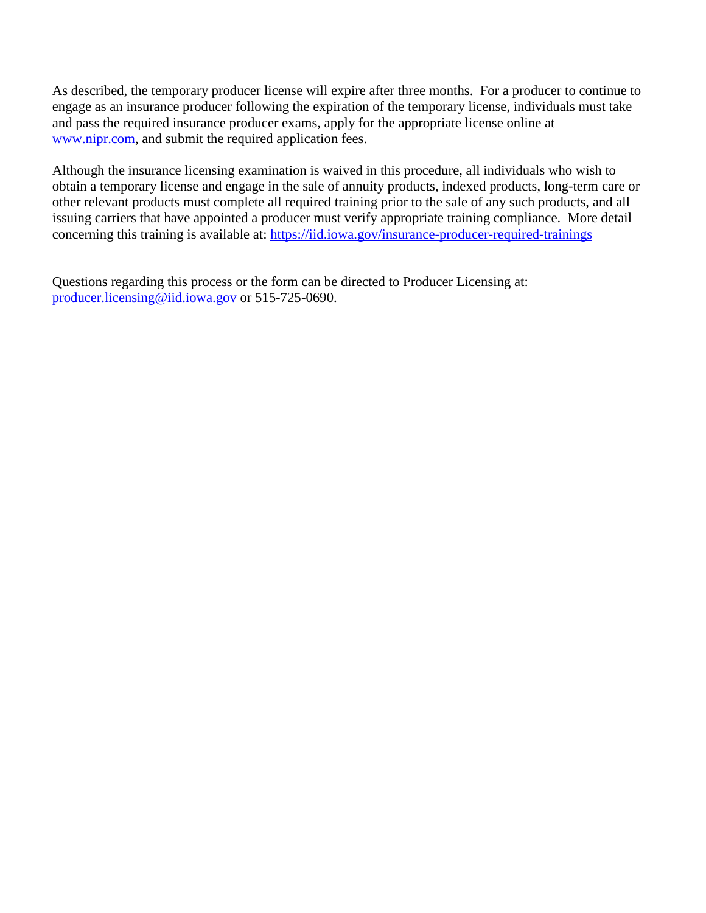As described, the temporary producer license will expire after three months. For a producer to continue to engage as an insurance producer following the expiration of the temporary license, individuals must take and pass the required insurance producer exams, apply for the appropriate license online at [www.nipr.com](http://www.nipr.com), and submit the required application fees.

Although the insurance licensing examination is waived in this procedure, all individuals who wish to obtain a temporary license and engage in the sale of annuity products, indexed products, long-term care or other relevant products must complete all required training prior to the sale of any such products, and all issuing carriers that have appointed a producer must verify appropriate training compliance. More detail concerning this training is available at: [https://iid.iowa.gov/insurance-producer-required-trainings](https://iid.iowa.gov/insurance-producer-required-trainings)

Questions regarding this process or the form can be directed to Producer Licensing at: [producer.licensing@iid.iowa.gov](mailto:producer.licensing@iid.iowa.gov) or 515-725-0690.